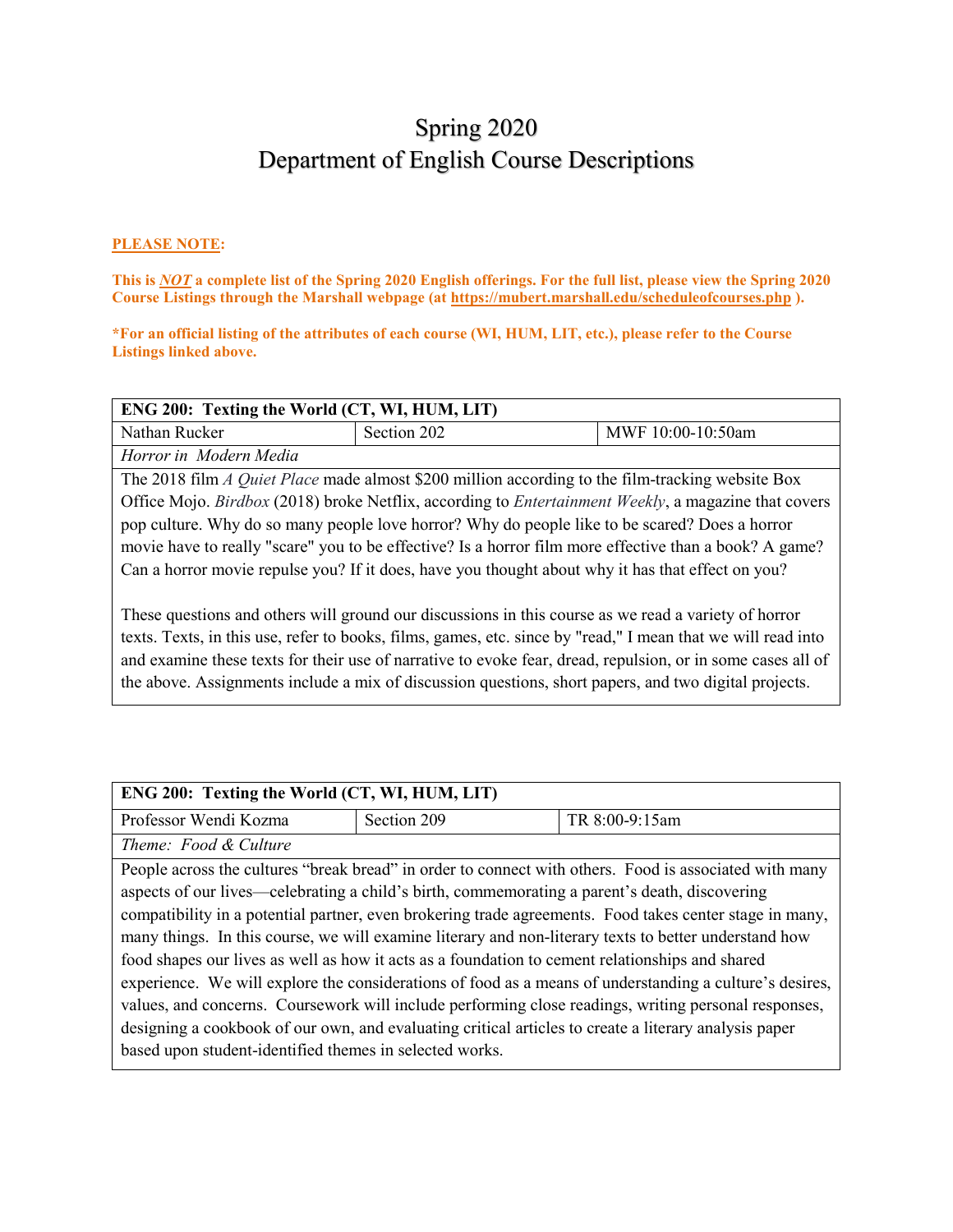# Spring 2020
# Department of English Course Descriptions

**PLEASE NOTE:**

**This is *NOT* a complete list of the Spring 2020 English offerings. For the full list, please view the Spring 2020 Course Listings through the Marshall webpage (at https://mubert.marshall.edu/scheduleofcourses.php ).**

***For an official listing of the attributes of each course (WI, HUM, LIT, etc.), please refer to the Course Listings linked above.**

| **ENG 200: Texting the World (CT, WI, HUM, LIT)** | | |
|---|---|---|
| Nathan Rucker | Section 202 | MWF 10:00-10:50am |
| *Horror in Modern Media* | | |
| The 2018 film *A Quiet Place* made almost $200 million according to the film-tracking website Box Office Mojo. *Birdbox* (2018) broke Netflix, according to *Entertainment Weekly*, a magazine that covers pop culture. Why do so many people love horror? Why do people like to be scared? Does a horror movie have to really "scare" you to be effective? Is a horror film more effective than a book? A game? Can a horror movie repulse you? If it does, have you thought about why it has that effect on you?<br><br>These questions and others will ground our discussions in this course as we read a variety of horror texts. Texts, in this use, refer to books, films, games, etc. since by "read," I mean that we will read into and examine these texts for their use of narrative to evoke fear, dread, repulsion, or in some cases all of the above. Assignments include a mix of discussion questions, short papers, and two digital projects. | | |

| **ENG 200: Texting the World (CT, WI, HUM, LIT)** | | |
|---|---|---|
| Professor Wendi Kozma | Section 209 | TR 8:00-9:15am |
| *Theme: Food & Culture* | | |
| People across the cultures "break bread" in order to connect with others. Food is associated with many aspects of our lives—celebrating a child's birth, commemorating a parent's death, discovering compatibility in a potential partner, even brokering trade agreements. Food takes center stage in many, many things. In this course, we will examine literary and non-literary texts to better understand how food shapes our lives as well as how it acts as a foundation to cement relationships and shared experience. We will explore the considerations of food as a means of understanding a culture's desires, values, and concerns. Coursework will include performing close readings, writing personal responses, designing a cookbook of our own, and evaluating critical articles to create a literary analysis paper based upon student-identified themes in selected works. | | |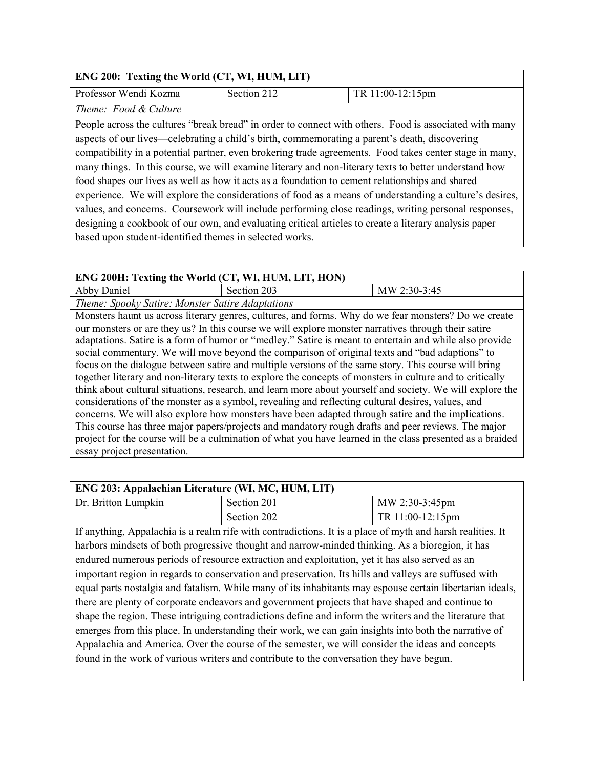| ENG 200: Texting the World (CT, WI, HUM, LIT) | | |
|---|---|---|
| Professor Wendi Kozma | Section 212 | TR 11:00-12:15pm |
| *Theme: Food & Culture* | | |

People across the cultures "break bread" in order to connect with others. Food is associated with many aspects of our lives—celebrating a child's birth, commemorating a parent's death, discovering compatibility in a potential partner, even brokering trade agreements. Food takes center stage in many, many things. In this course, we will examine literary and non-literary texts to better understand how food shapes our lives as well as how it acts as a foundation to cement relationships and shared experience. We will explore the considerations of food as a means of understanding a culture's desires, values, and concerns. Coursework will include performing close readings, writing personal responses, designing a cookbook of our own, and evaluating critical articles to create a literary analysis paper based upon student-identified themes in selected works.

| ENG 200H: Texting the World (CT, WI, HUM, LIT, HON) | | |
|---|---|---|
| Abby Daniel | Section 203 | MW 2:30-3:45 |
| *Theme: Spooky Satire: Monster Satire Adaptations* | | |

Monsters haunt us across literary genres, cultures, and forms. Why do we fear monsters? Do we create our monsters or are they us? In this course we will explore monster narratives through their satire adaptations. Satire is a form of humor or "medley." Satire is meant to entertain and while also provide social commentary. We will move beyond the comparison of original texts and "bad adaptions" to focus on the dialogue between satire and multiple versions of the same story. This course will bring together literary and non-literary texts to explore the concepts of monsters in culture and to critically think about cultural situations, research, and learn more about yourself and society. We will explore the considerations of the monster as a symbol, revealing and reflecting cultural desires, values, and concerns. We will also explore how monsters have been adapted through satire and the implications. This course has three major papers/projects and mandatory rough drafts and peer reviews. The major project for the course will be a culmination of what you have learned in the class presented as a braided essay project presentation.

| ENG 203: Appalachian Literature (WI, MC, HUM, LIT) | | |
|---|---|---|
| Dr. Britton Lumpkin | Section 201 | MW 2:30-3:45pm |
| | Section 202 | TR 11:00-12:15pm |

If anything, Appalachia is a realm rife with contradictions. It is a place of myth and harsh realities. It harbors mindsets of both progressive thought and narrow-minded thinking. As a bioregion, it has endured numerous periods of resource extraction and exploitation, yet it has also served as an important region in regards to conservation and preservation. Its hills and valleys are suffused with equal parts nostalgia and fatalism. While many of its inhabitants may espouse certain libertarian ideals, there are plenty of corporate endeavors and government projects that have shaped and continue to shape the region. These intriguing contradictions define and inform the writers and the literature that emerges from this place. In understanding their work, we can gain insights into both the narrative of Appalachia and America. Over the course of the semester, we will consider the ideas and concepts found in the work of various writers and contribute to the conversation they have begun.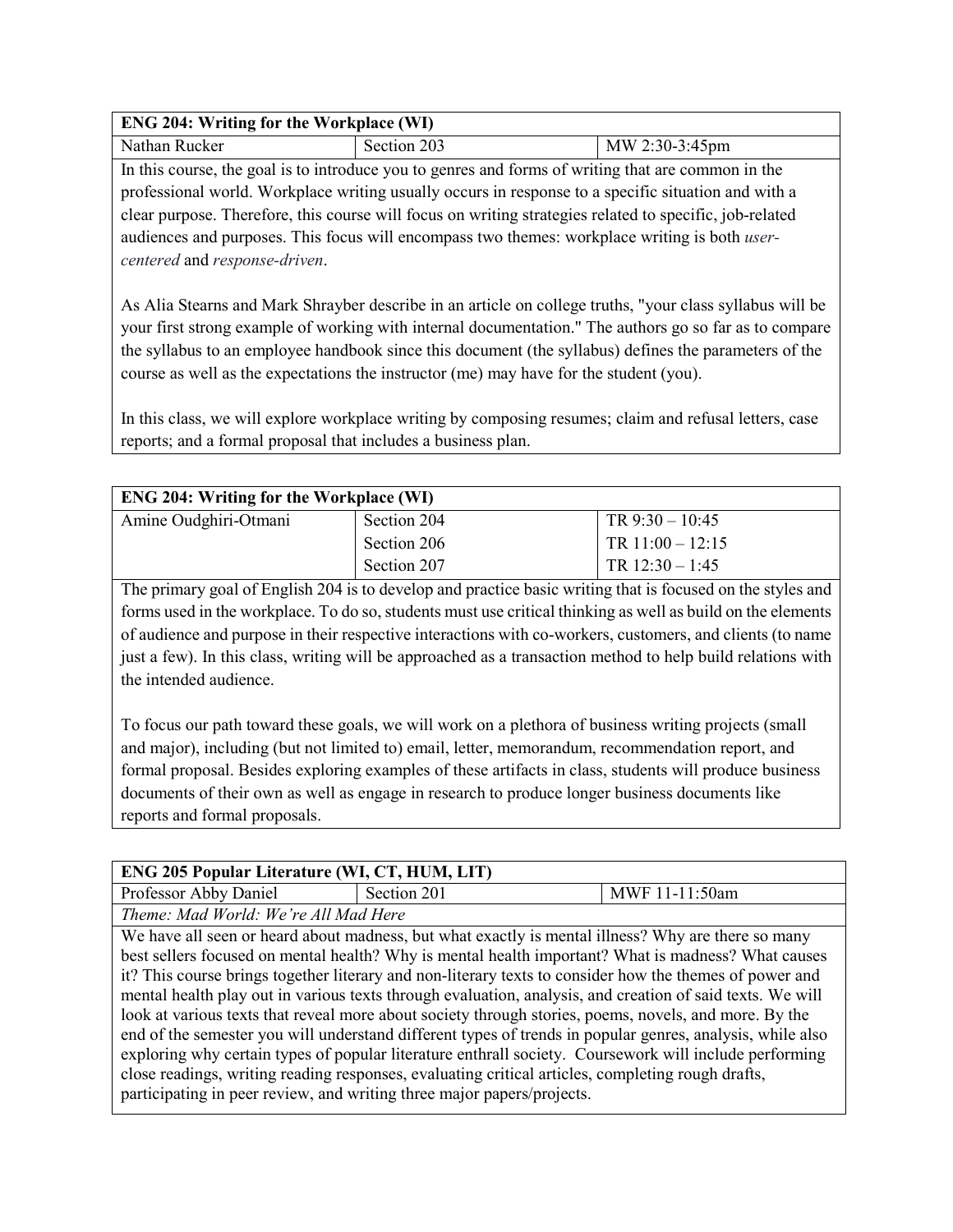| ENG 204: Writing for the Workplace (WI) | | |
|---|---|---|
| Nathan Rucker | Section 203 | MW 2:30-3:45pm |

In this course, the goal is to introduce you to genres and forms of writing that are common in the professional world. Workplace writing usually occurs in response to a specific situation and with a clear purpose. Therefore, this course will focus on writing strategies related to specific, job-related audiences and purposes. This focus will encompass two themes: workplace writing is both *user-centered* and *response-driven*.

As Alia Stearns and Mark Shrayber describe in an article on college truths, "your class syllabus will be your first strong example of working with internal documentation." The authors go so far as to compare the syllabus to an employee handbook since this document (the syllabus) defines the parameters of the course as well as the expectations the instructor (me) may have for the student (you).

In this class, we will explore workplace writing by composing resumes; claim and refusal letters, case reports; and a formal proposal that includes a business plan.

| ENG 204: Writing for the Workplace (WI) | | |
|---|---|---|
| Amine Oudghiri-Otmani | Section 204 | TR 9:30 – 10:45 |
| | Section 206 | TR 11:00 – 12:15 |
| | Section 207 | TR 12:30 – 1:45 |

The primary goal of English 204 is to develop and practice basic writing that is focused on the styles and forms used in the workplace. To do so, students must use critical thinking as well as build on the elements of audience and purpose in their respective interactions with co-workers, customers, and clients (to name just a few). In this class, writing will be approached as a transaction method to help build relations with the intended audience.

To focus our path toward these goals, we will work on a plethora of business writing projects (small and major), including (but not limited to) email, letter, memorandum, recommendation report, and formal proposal. Besides exploring examples of these artifacts in class, students will produce business documents of their own as well as engage in research to produce longer business documents like reports and formal proposals.

| ENG 205 Popular Literature (WI, CT, HUM, LIT) | | |
|---|---|---|
| Professor Abby Daniel | Section 201 | MWF 11-11:50am |

*Theme: Mad World: We're All Mad Here*

We have all seen or heard about madness, but what exactly is mental illness? Why are there so many best sellers focused on mental health? Why is mental health important? What is madness? What causes it? This course brings together literary and non-literary texts to consider how the themes of power and mental health play out in various texts through evaluation, analysis, and creation of said texts. We will look at various texts that reveal more about society through stories, poems, novels, and more. By the end of the semester you will understand different types of trends in popular genres, analysis, while also exploring why certain types of popular literature enthrall society. Coursework will include performing close readings, writing reading responses, evaluating critical articles, completing rough drafts, participating in peer review, and writing three major papers/projects.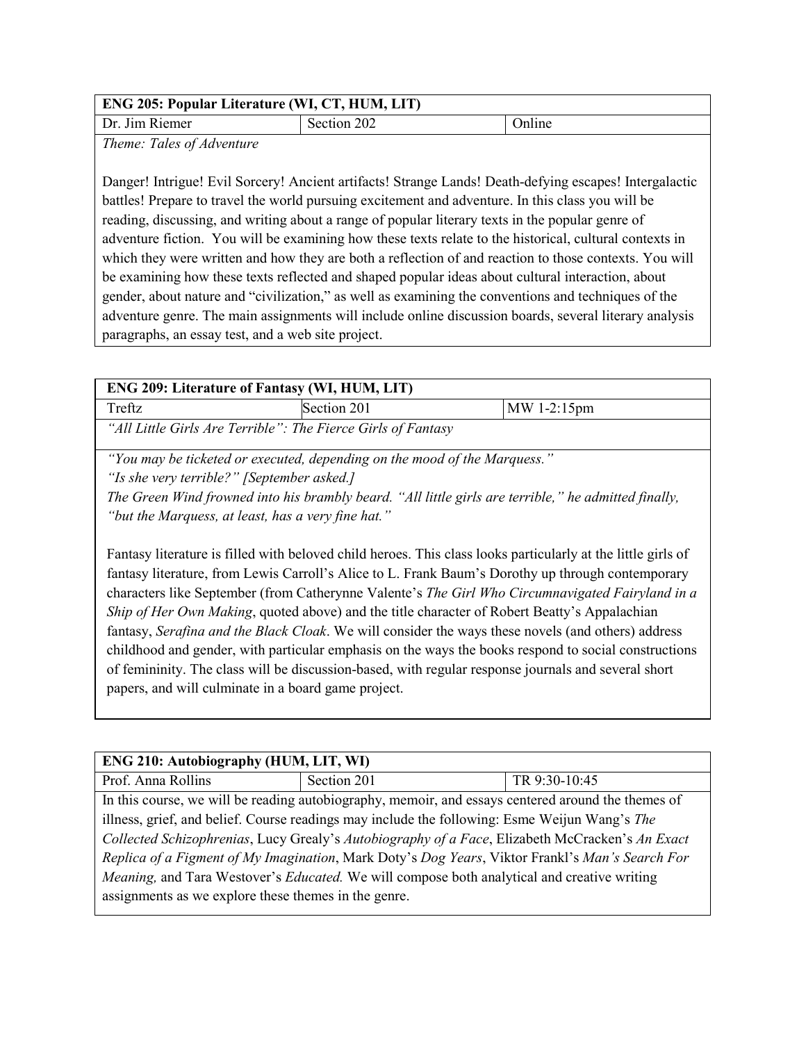| **ENG 205: Popular Literature (WI, CT, HUM, LIT)** | | |
|---|---|---|
| Dr. Jim Riemer | Section 202 | Online |

*Theme: Tales of Adventure*

Danger! Intrigue! Evil Sorcery! Ancient artifacts! Strange Lands! Death-defying escapes! Intergalactic battles! Prepare to travel the world pursuing excitement and adventure. In this class you will be reading, discussing, and writing about a range of popular literary texts in the popular genre of adventure fiction. You will be examining how these texts relate to the historical, cultural contexts in which they were written and how they are both a reflection of and reaction to those contexts. You will be examining how these texts reflected and shaped popular ideas about cultural interaction, about gender, about nature and "civilization," as well as examining the conventions and techniques of the adventure genre. The main assignments will include online discussion boards, several literary analysis paragraphs, an essay test, and a web site project.

| **ENG 209: Literature of Fantasy (WI, HUM, LIT)** | | |
|---|---|---|
| Treftz | Section 201 | MW 1-2:15pm |

*"All Little Girls Are Terrible": The Fierce Girls of Fantasy*

*"You may be ticketed or executed, depending on the mood of the Marquess."*
*"Is she very terrible?" [September asked.]*
*The Green Wind frowned into his brambly beard. "All little girls are terrible," he admitted finally, "but the Marquess, at least, has a very fine hat."*

Fantasy literature is filled with beloved child heroes. This class looks particularly at the little girls of fantasy literature, from Lewis Carroll's Alice to L. Frank Baum's Dorothy up through contemporary characters like September (from Catherynne Valente's *The Girl Who Circumnavigated Fairyland in a Ship of Her Own Making*, quoted above) and the title character of Robert Beatty's Appalachian fantasy, *Serafina and the Black Cloak*. We will consider the ways these novels (and others) address childhood and gender, with particular emphasis on the ways the books respond to social constructions of femininity. The class will be discussion-based, with regular response journals and several short papers, and will culminate in a board game project.

| **ENG 210: Autobiography (HUM, LIT, WI)** | | |
|---|---|---|
| Prof. Anna Rollins | Section 201 | TR 9:30-10:45 |

In this course, we will be reading autobiography, memoir, and essays centered around the themes of illness, grief, and belief. Course readings may include the following: Esme Weijun Wang's *The Collected Schizophrenias*, Lucy Grealy's *Autobiography of a Face*, Elizabeth McCracken's *An Exact Replica of a Figment of My Imagination*, Mark Doty's *Dog Years*, Viktor Frankl's *Man's Search For Meaning,* and Tara Westover's *Educated.* We will compose both analytical and creative writing assignments as we explore these themes in the genre.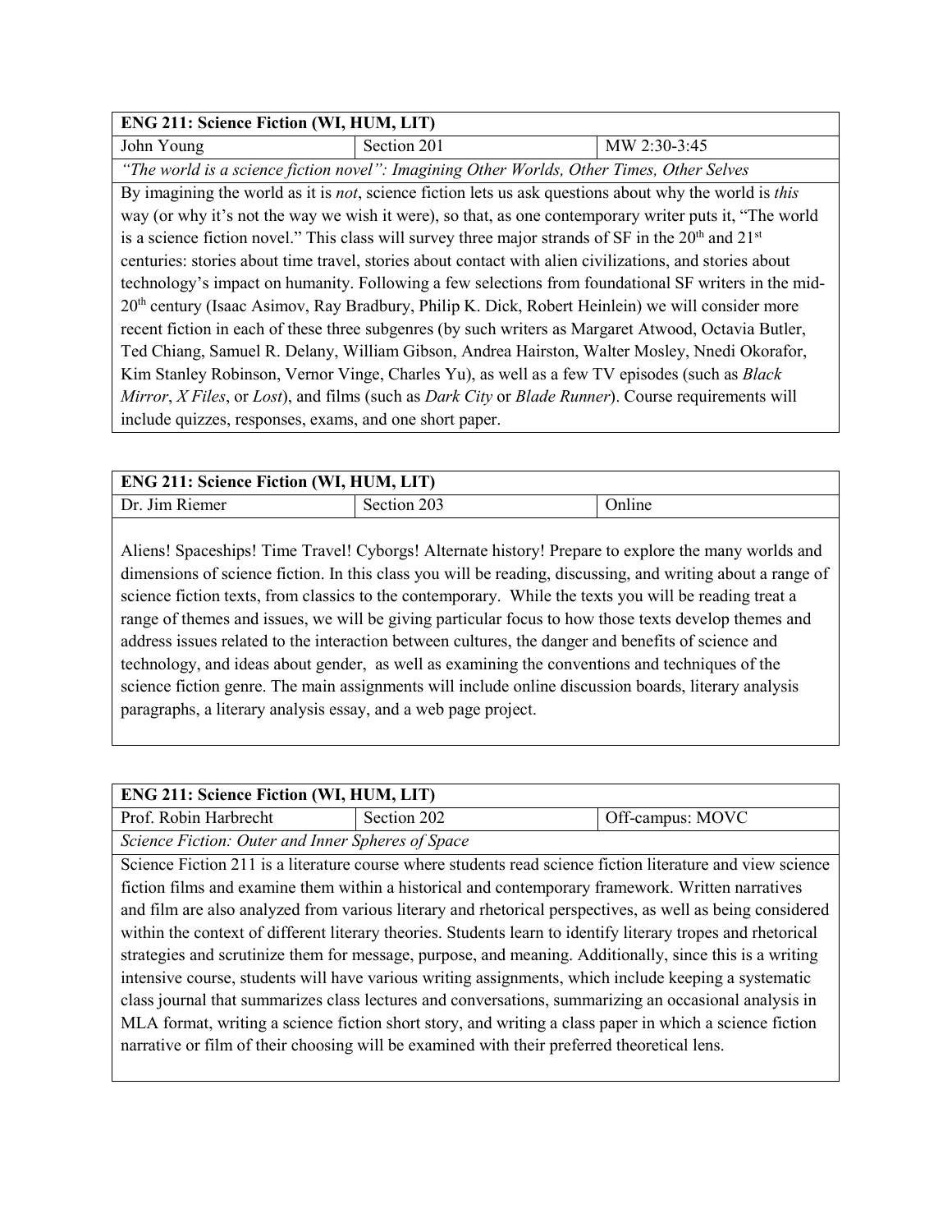| ENG 211: Science Fiction (WI, HUM, LIT) | | |
|---|---|---|
| John Young | Section 201 | MW 2:30-3:45 |
| *"The world is a science fiction novel": Imagining Other Worlds, Other Times, Other Selves* | | |
| By imagining the world as it is *not*, science fiction lets us ask questions about why the world is *this* way (or why it's not the way we wish it were), so that, as one contemporary writer puts it, "The world is a science fiction novel." This class will survey three major strands of SF in the 20th and 21st centuries: stories about time travel, stories about contact with alien civilizations, and stories about technology's impact on humanity. Following a few selections from foundational SF writers in the mid-20th century (Isaac Asimov, Ray Bradbury, Philip K. Dick, Robert Heinlein) we will consider more recent fiction in each of these three subgenres (by such writers as Margaret Atwood, Octavia Butler, Ted Chiang, Samuel R. Delany, William Gibson, Andrea Hairston, Walter Mosley, Nnedi Okorafor, Kim Stanley Robinson, Vernor Vinge, Charles Yu), as well as a few TV episodes (such as *Black Mirror*, *X Files*, or *Lost*), and films (such as *Dark City* or *Blade Runner*). Course requirements will include quizzes, responses, exams, and one short paper. | | |

| ENG 211: Science Fiction (WI, HUM, LIT) | | |
|---|---|---|
| Dr. Jim Riemer | Section 203 | Online |
| Aliens! Spaceships! Time Travel! Cyborgs! Alternate history! Prepare to explore the many worlds and dimensions of science fiction. In this class you will be reading, discussing, and writing about a range of science fiction texts, from classics to the contemporary. While the texts you will be reading treat a range of themes and issues, we will be giving particular focus to how those texts develop themes and address issues related to the interaction between cultures, the danger and benefits of science and technology, and ideas about gender, as well as examining the conventions and techniques of the science fiction genre. The main assignments will include online discussion boards, literary analysis paragraphs, a literary analysis essay, and a web page project. | | |

| ENG 211: Science Fiction (WI, HUM, LIT) | | |
|---|---|---|
| Prof. Robin Harbrecht | Section 202 | Off-campus: MOVC |
| *Science Fiction: Outer and Inner Spheres of Space* | | |
| Science Fiction 211 is a literature course where students read science fiction literature and view science fiction films and examine them within a historical and contemporary framework. Written narratives and film are also analyzed from various literary and rhetorical perspectives, as well as being considered within the context of different literary theories. Students learn to identify literary tropes and rhetorical strategies and scrutinize them for message, purpose, and meaning. Additionally, since this is a writing intensive course, students will have various writing assignments, which include keeping a systematic class journal that summarizes class lectures and conversations, summarizing an occasional analysis in MLA format, writing a science fiction short story, and writing a class paper in which a science fiction narrative or film of their choosing will be examined with their preferred theoretical lens. | | |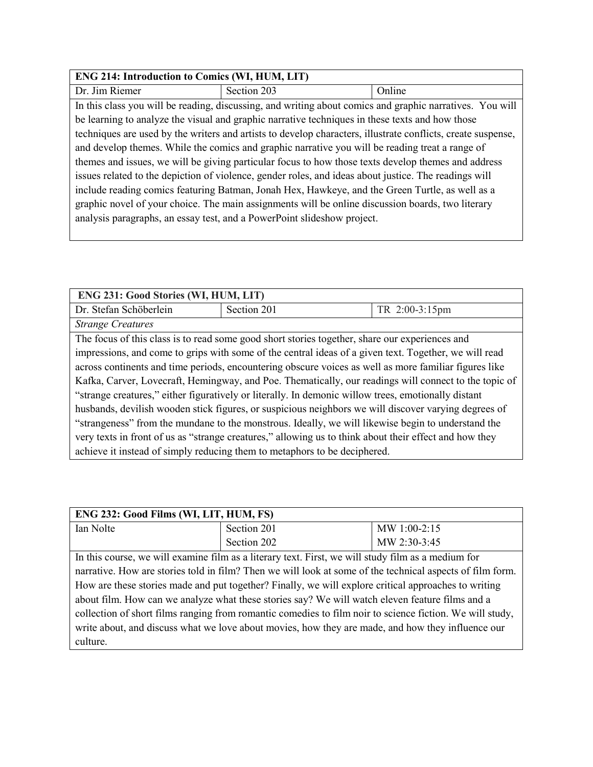| ENG 214: Introduction to Comics (WI, HUM, LIT) | | |
| --- | --- | --- |
| Dr. Jim Riemer | Section 203 | Online |
| In this class you will be reading, discussing, and writing about comics and graphic narratives. You will be learning to analyze the visual and graphic narrative techniques in these texts and how those techniques are used by the writers and artists to develop characters, illustrate conflicts, create suspense, and develop themes. While the comics and graphic narrative you will be reading treat a range of themes and issues, we will be giving particular focus to how those texts develop themes and address issues related to the depiction of violence, gender roles, and ideas about justice. The readings will include reading comics featuring Batman, Jonah Hex, Hawkeye, and the Green Turtle, as well as a graphic novel of your choice. The main assignments will be online discussion boards, two literary analysis paragraphs, an essay test, and a PowerPoint slideshow project. | | |

| ENG 231: Good Stories (WI, HUM, LIT) | | |
| --- | --- | --- |
| Dr. Stefan Schöberlein | Section 201 | TR 2:00-3:15pm |
| *Strange Creatures* | | |
| The focus of this class is to read some good short stories together, share our experiences and impressions, and come to grips with some of the central ideas of a given text. Together, we will read across continents and time periods, encountering obscure voices as well as more familiar figures like Kafka, Carver, Lovecraft, Hemingway, and Poe. Thematically, our readings will connect to the topic of "strange creatures," either figuratively or literally. In demonic willow trees, emotionally distant husbands, devilish wooden stick figures, or suspicious neighbors we will discover varying degrees of "strangeness" from the mundane to the monstrous. Ideally, we will likewise begin to understand the very texts in front of us as "strange creatures," allowing us to think about their effect and how they achieve it instead of simply reducing them to metaphors to be deciphered. | | |

| ENG 232: Good Films (WI, LIT, HUM, FS) | | |
| --- | --- | --- |
| Ian Nolte | Section 201<br>Section 202 | MW 1:00-2:15<br>MW 2:30-3:45 |
| In this course, we will examine film as a literary text. First, we will study film as a medium for narrative. How are stories told in film? Then we will look at some of the technical aspects of film form. How are these stories made and put together? Finally, we will explore critical approaches to writing about film. How can we analyze what these stories say? We will watch eleven feature films and a collection of short films ranging from romantic comedies to film noir to science fiction. We will study, write about, and discuss what we love about movies, how they are made, and how they influence our culture. | | |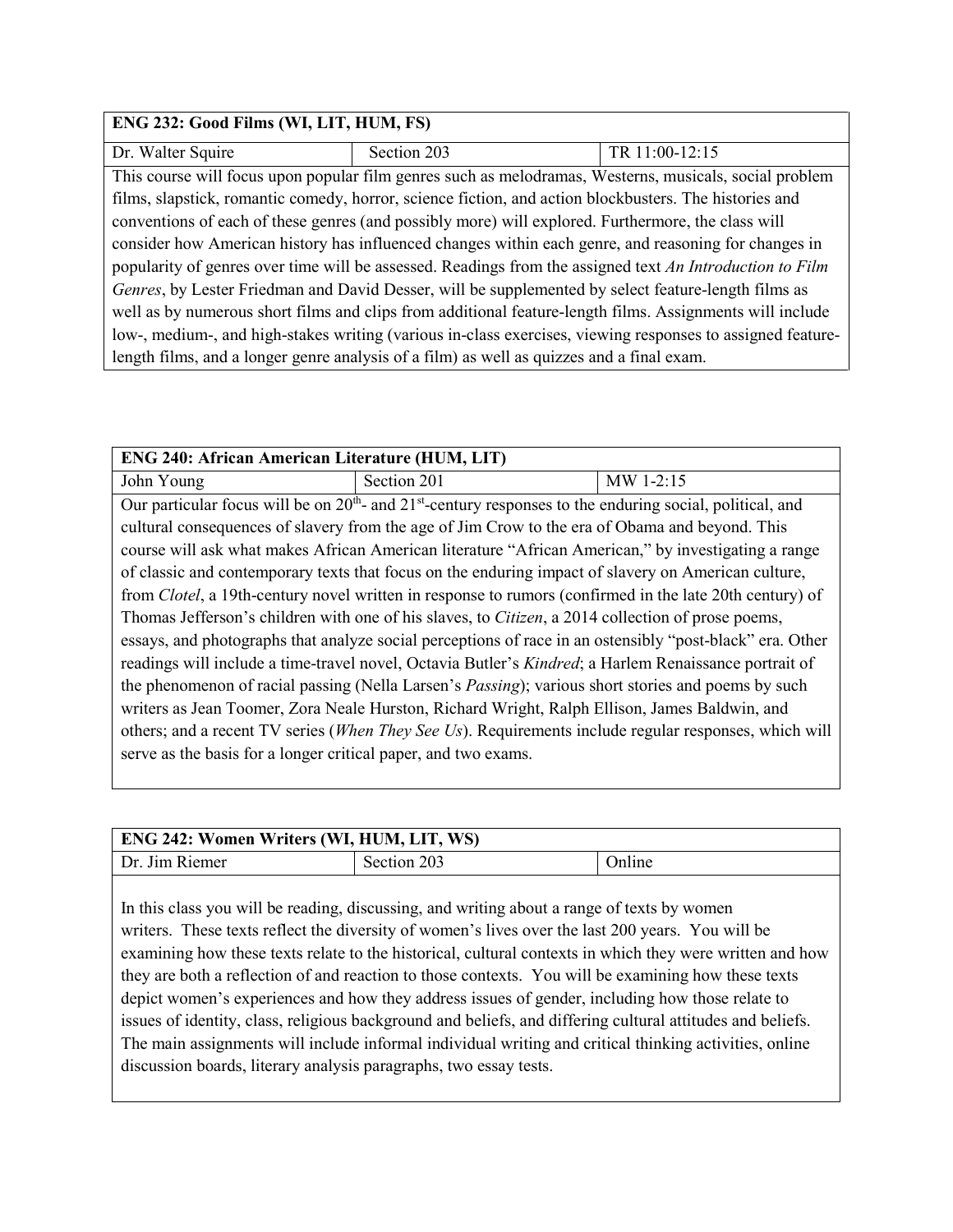| ENG 232: Good Films (WI, LIT, HUM, FS) | | |
| --- | --- | --- |
| Dr. Walter Squire | Section 203 | TR 11:00-12:15 |
| This course will focus upon popular film genres such as melodramas, Westerns, musicals, social problem films, slapstick, romantic comedy, horror, science fiction, and action blockbusters. The histories and conventions of each of these genres (and possibly more) will explored. Furthermore, the class will consider how American history has influenced changes within each genre, and reasoning for changes in popularity of genres over time will be assessed. Readings from the assigned text *An Introduction to Film Genres*, by Lester Friedman and David Desser, will be supplemented by select feature-length films as well as by numerous short films and clips from additional feature-length films. Assignments will include low-, medium-, and high-stakes writing (various in-class exercises, viewing responses to assigned feature-length films, and a longer genre analysis of a film) as well as quizzes and a final exam. | | |

| ENG 240: African American Literature (HUM, LIT) | | |
| --- | --- | --- |
| John Young | Section 201 | MW 1-2:15 |
| Our particular focus will be on 20th- and 21st-century responses to the enduring social, political, and cultural consequences of slavery from the age of Jim Crow to the era of Obama and beyond. This course will ask what makes African American literature "African American," by investigating a range of classic and contemporary texts that focus on the enduring impact of slavery on American culture, from *Clotel*, a 19th-century novel written in response to rumors (confirmed in the late 20th century) of Thomas Jefferson's children with one of his slaves, to *Citizen*, a 2014 collection of prose poems, essays, and photographs that analyze social perceptions of race in an ostensibly "post-black" era. Other readings will include a time-travel novel, Octavia Butler's *Kindred*; a Harlem Renaissance portrait of the phenomenon of racial passing (Nella Larsen's *Passing*); various short stories and poems by such writers as Jean Toomer, Zora Neale Hurston, Richard Wright, Ralph Ellison, James Baldwin, and others; and a recent TV series (*When They See Us*). Requirements include regular responses, which will serve as the basis for a longer critical paper, and two exams. | | |

| ENG 242: Women Writers (WI, HUM, LIT, WS) | | |
| --- | --- | --- |
| Dr. Jim Riemer | Section 203 | Online |
| In this class you will be reading, discussing, and writing about a range of texts by women writers. These texts reflect the diversity of women's lives over the last 200 years. You will be examining how these texts relate to the historical, cultural contexts in which they were written and how they are both a reflection of and reaction to those contexts. You will be examining how these texts depict women's experiences and how they address issues of gender, including how those relate to issues of identity, class, religious background and beliefs, and differing cultural attitudes and beliefs. The main assignments will include informal individual writing and critical thinking activities, online discussion boards, literary analysis paragraphs, two essay tests. | | |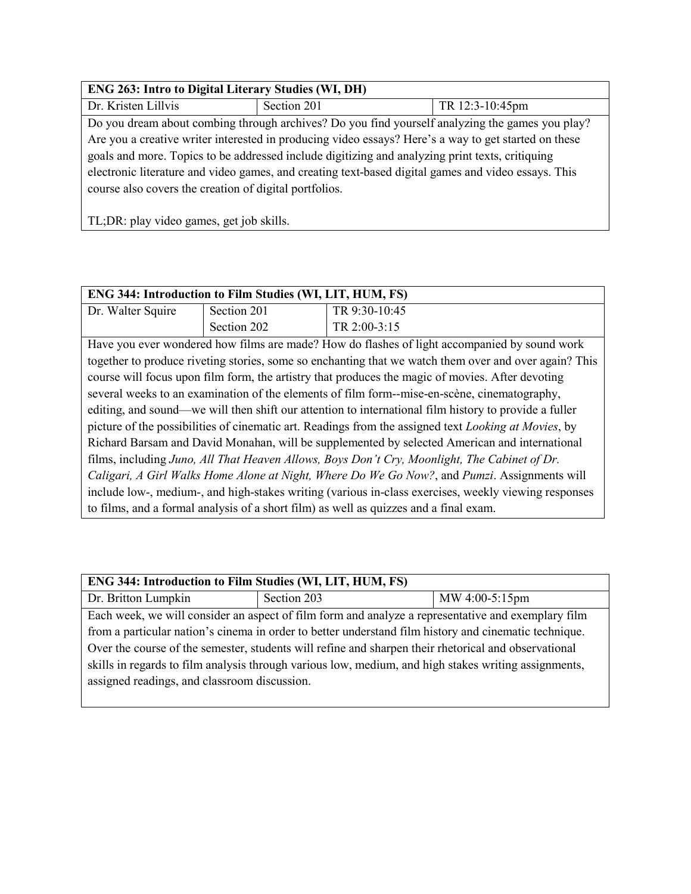| **ENG 263: Intro to Digital Literary Studies (WI, DH)** | | |
|---|---|---|
| Dr. Kristen Lillvis | Section 201 | TR 12:3-10:45pm |
| Do you dream about combing through archives? Do you find yourself analyzing the games you play? Are you a creative writer interested in producing video essays? Here's a way to get started on these goals and more. Topics to be addressed include digitizing and analyzing print texts, critiquing electronic literature and video games, and creating text-based digital games and video essays. This course also covers the creation of digital portfolios.<br><br>TL;DR: play video games, get job skills. | | |

| **ENG 344: Introduction to Film Studies (WI, LIT, HUM, FS)** | | |
|---|---|---|
| Dr. Walter Squire | Section 201<br>Section 202 | TR 9:30-10:45<br>TR 2:00-3:15 |
| Have you ever wondered how films are made? How do flashes of light accompanied by sound work together to produce riveting stories, some so enchanting that we watch them over and over again? This course will focus upon film form, the artistry that produces the magic of movies. After devoting several weeks to an examination of the elements of film form--mise-en-scène, cinematography, editing, and sound—we will then shift our attention to international film history to provide a fuller picture of the possibilities of cinematic art. Readings from the assigned text *Looking at Movies*, by Richard Barsam and David Monahan, will be supplemented by selected American and international films, including *Juno, All That Heaven Allows, Boys Don't Cry, Moonlight, The Cabinet of Dr. Caligari, A Girl Walks Home Alone at Night, Where Do We Go Now?*, and *Pumzi*. Assignments will include low-, medium-, and high-stakes writing (various in-class exercises, weekly viewing responses to films, and a formal analysis of a short film) as well as quizzes and a final exam. | | |

| **ENG 344: Introduction to Film Studies (WI, LIT, HUM, FS)** | | |
|---|---|---|
| Dr. Britton Lumpkin | Section 203 | MW 4:00-5:15pm |
| Each week, we will consider an aspect of film form and analyze a representative and exemplary film from a particular nation's cinema in order to better understand film history and cinematic technique. Over the course of the semester, students will refine and sharpen their rhetorical and observational skills in regards to film analysis through various low, medium, and high stakes writing assignments, assigned readings, and classroom discussion. | | |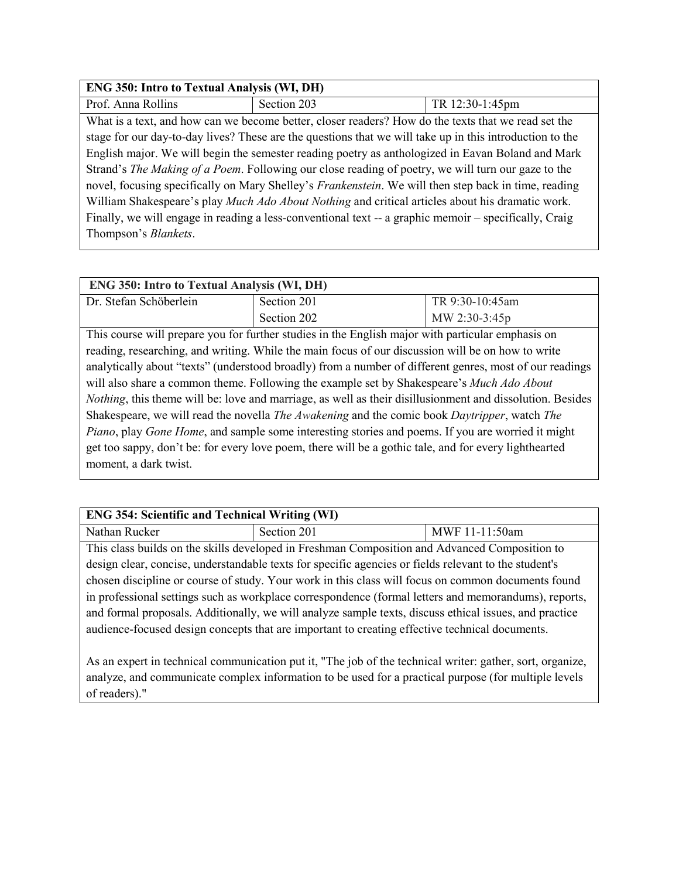| **ENG 350: Intro to Textual Analysis (WI, DH)** | | |
|---|---|---|
| Prof. Anna Rollins | Section 203 | TR 12:30-1:45pm |

What is a text, and how can we become better, closer readers? How do the texts that we read set the stage for our day-to-day lives? These are the questions that we will take up in this introduction to the English major. We will begin the semester reading poetry as anthologized in Eavan Boland and Mark Strand's *The Making of a Poem*. Following our close reading of poetry, we will turn our gaze to the novel, focusing specifically on Mary Shelley's *Frankenstein*. We will then step back in time, reading William Shakespeare's play *Much Ado About Nothing* and critical articles about his dramatic work. Finally, we will engage in reading a less-conventional text -- a graphic memoir – specifically, Craig Thompson's *Blankets*.

| **ENG 350: Intro to Textual Analysis (WI, DH)** | | |
|---|---|---|
| Dr. Stefan Schöberlein | Section 201 | TR 9:30-10:45am |
| | Section 202 | MW 2:30-3:45p |

This course will prepare you for further studies in the English major with particular emphasis on reading, researching, and writing. While the main focus of our discussion will be on how to write analytically about "texts" (understood broadly) from a number of different genres, most of our readings will also share a common theme. Following the example set by Shakespeare's *Much Ado About Nothing*, this theme will be: love and marriage, as well as their disillusionment and dissolution. Besides Shakespeare, we will read the novella *The Awakening* and the comic book *Daytripper*, watch *The Piano*, play *Gone Home*, and sample some interesting stories and poems. If you are worried it might get too sappy, don't be: for every love poem, there will be a gothic tale, and for every lighthearted moment, a dark twist.

| **ENG 354: Scientific and Technical Writing (WI)** | | |
|---|---|---|
| Nathan Rucker | Section 201 | MWF 11-11:50am |

This class builds on the skills developed in Freshman Composition and Advanced Composition to design clear, concise, understandable texts for specific agencies or fields relevant to the student's chosen discipline or course of study. Your work in this class will focus on common documents found in professional settings such as workplace correspondence (formal letters and memorandums), reports, and formal proposals. Additionally, we will analyze sample texts, discuss ethical issues, and practice audience-focused design concepts that are important to creating effective technical documents.

As an expert in technical communication put it, "The job of the technical writer: gather, sort, organize, analyze, and communicate complex information to be used for a practical purpose (for multiple levels of readers)."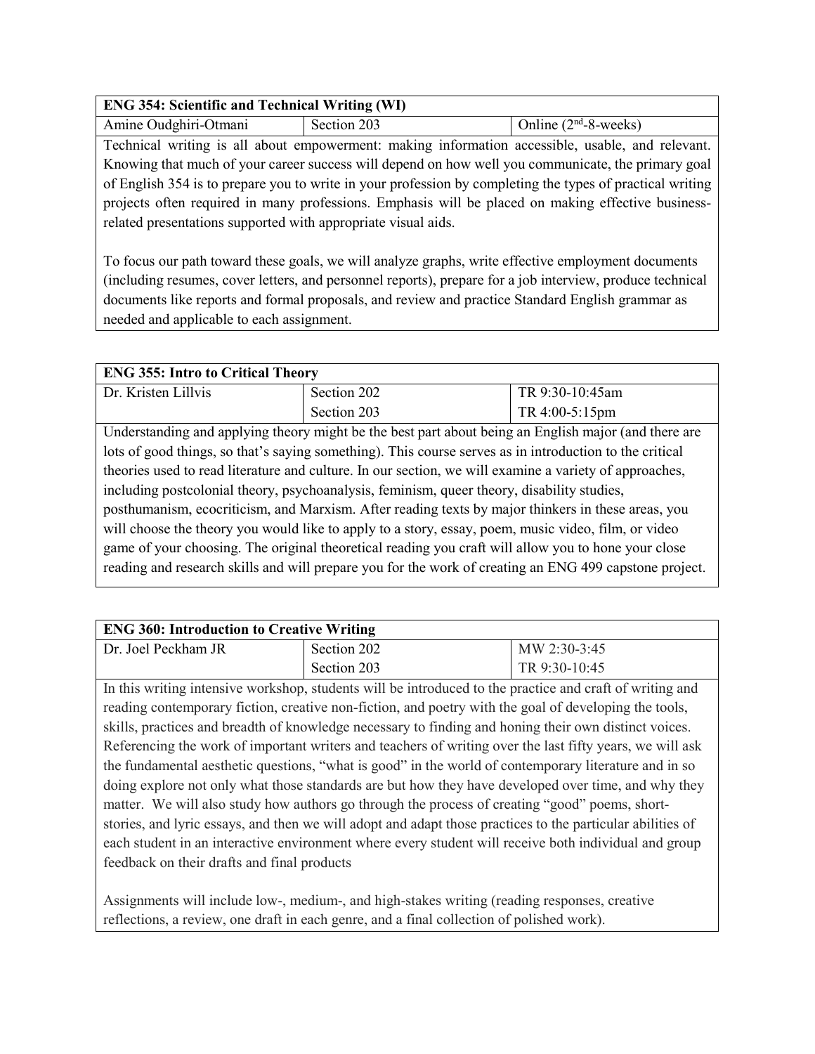| ENG 354: Scientific and Technical Writing (WI) | | |
|---|---|---|
| Amine Oudghiri-Otmani | Section 203 | Online (2nd-8-weeks) |

Technical writing is all about empowerment: making information accessible, usable, and relevant. Knowing that much of your career success will depend on how well you communicate, the primary goal of English 354 is to prepare you to write in your profession by completing the types of practical writing projects often required in many professions. Emphasis will be placed on making effective business-related presentations supported with appropriate visual aids.

To focus our path toward these goals, we will analyze graphs, write effective employment documents (including resumes, cover letters, and personnel reports), prepare for a job interview, produce technical documents like reports and formal proposals, and review and practice Standard English grammar as needed and applicable to each assignment.

| ENG 355: Intro to Critical Theory | | |
|---|---|---|
| Dr. Kristen Lillvis | Section 202<br>Section 203 | TR 9:30-10:45am<br>TR 4:00-5:15pm |

Understanding and applying theory might be the best part about being an English major (and there are lots of good things, so that's saying something). This course serves as in introduction to the critical theories used to read literature and culture. In our section, we will examine a variety of approaches, including postcolonial theory, psychoanalysis, feminism, queer theory, disability studies, posthumanism, ecocriticism, and Marxism. After reading texts by major thinkers in these areas, you will choose the theory you would like to apply to a story, essay, poem, music video, film, or video game of your choosing. The original theoretical reading you craft will allow you to hone your close reading and research skills and will prepare you for the work of creating an ENG 499 capstone project.

| ENG 360: Introduction to Creative Writing | | |
|---|---|---|
| Dr. Joel Peckham JR | Section 202<br>Section 203 | MW 2:30-3:45<br>TR 9:30-10:45 |

In this writing intensive workshop, students will be introduced to the practice and craft of writing and reading contemporary fiction, creative non-fiction, and poetry with the goal of developing the tools, skills, practices and breadth of knowledge necessary to finding and honing their own distinct voices. Referencing the work of important writers and teachers of writing over the last fifty years, we will ask the fundamental aesthetic questions, "what is good" in the world of contemporary literature and in so doing explore not only what those standards are but how they have developed over time, and why they matter. We will also study how authors go through the process of creating "good" poems, short-stories, and lyric essays, and then we will adopt and adapt those practices to the particular abilities of each student in an interactive environment where every student will receive both individual and group feedback on their drafts and final products

Assignments will include low-, medium-, and high-stakes writing (reading responses, creative reflections, a review, one draft in each genre, and a final collection of polished work).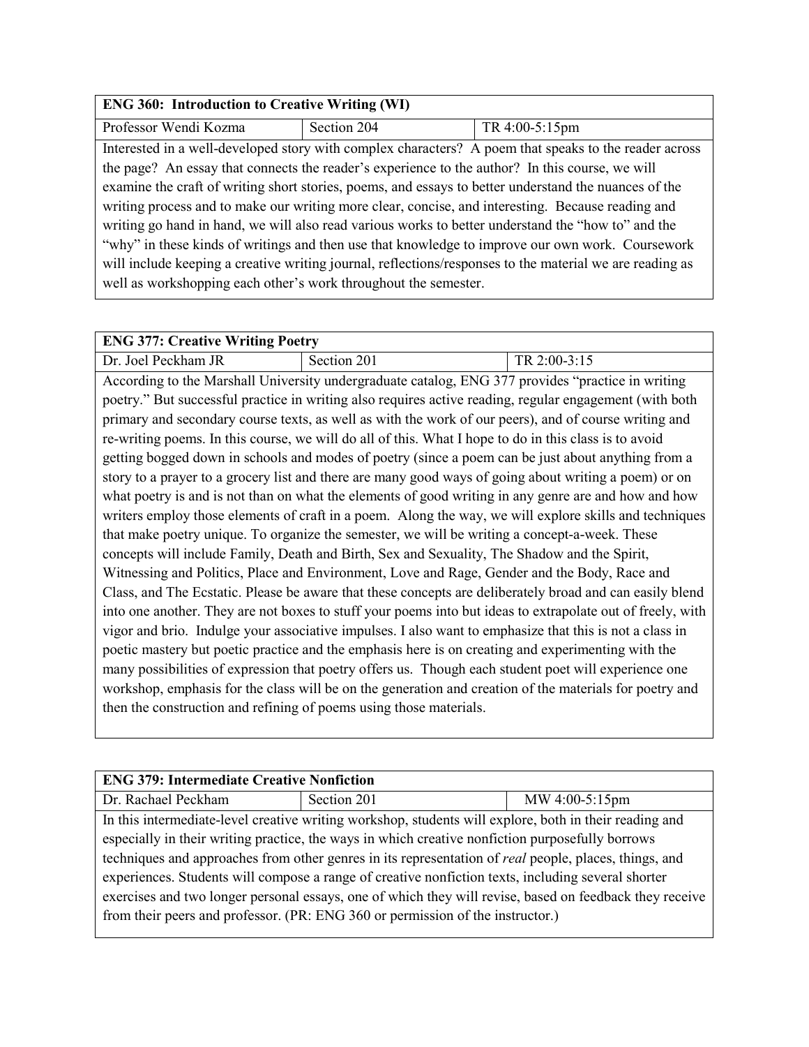| ENG 360: Introduction to Creative Writing (WI) | | |
|---|---|---|
| Professor Wendi Kozma | Section 204 | TR 4:00-5:15pm |

Interested in a well-developed story with complex characters? A poem that speaks to the reader across the page? An essay that connects the reader's experience to the author? In this course, we will examine the craft of writing short stories, poems, and essays to better understand the nuances of the writing process and to make our writing more clear, concise, and interesting. Because reading and writing go hand in hand, we will also read various works to better understand the "how to" and the "why" in these kinds of writings and then use that knowledge to improve our own work. Coursework will include keeping a creative writing journal, reflections/responses to the material we are reading as well as workshopping each other's work throughout the semester.

| ENG 377: Creative Writing Poetry | | |
|---|---|---|
| Dr. Joel Peckham JR | Section 201 | TR 2:00-3:15 |

According to the Marshall University undergraduate catalog, ENG 377 provides "practice in writing poetry." But successful practice in writing also requires active reading, regular engagement (with both primary and secondary course texts, as well as with the work of our peers), and of course writing and re-writing poems. In this course, we will do all of this. What I hope to do in this class is to avoid getting bogged down in schools and modes of poetry (since a poem can be just about anything from a story to a prayer to a grocery list and there are many good ways of going about writing a poem) or on what poetry is and is not than on what the elements of good writing in any genre are and how and how writers employ those elements of craft in a poem. Along the way, we will explore skills and techniques that make poetry unique. To organize the semester, we will be writing a concept-a-week. These concepts will include Family, Death and Birth, Sex and Sexuality, The Shadow and the Spirit, Witnessing and Politics, Place and Environment, Love and Rage, Gender and the Body, Race and Class, and The Ecstatic. Please be aware that these concepts are deliberately broad and can easily blend into one another. They are not boxes to stuff your poems into but ideas to extrapolate out of freely, with vigor and brio. Indulge your associative impulses. I also want to emphasize that this is not a class in poetic mastery but poetic practice and the emphasis here is on creating and experimenting with the many possibilities of expression that poetry offers us. Though each student poet will experience one workshop, emphasis for the class will be on the generation and creation of the materials for poetry and then the construction and refining of poems using those materials.

| ENG 379: Intermediate Creative Nonfiction | | |
|---|---|---|
| Dr. Rachael Peckham | Section 201 | MW 4:00-5:15pm |

In this intermediate-level creative writing workshop, students will explore, both in their reading and especially in their writing practice, the ways in which creative nonfiction purposefully borrows techniques and approaches from other genres in its representation of *real* people, places, things, and experiences. Students will compose a range of creative nonfiction texts, including several shorter exercises and two longer personal essays, one of which they will revise, based on feedback they receive from their peers and professor. (PR: ENG 360 or permission of the instructor.)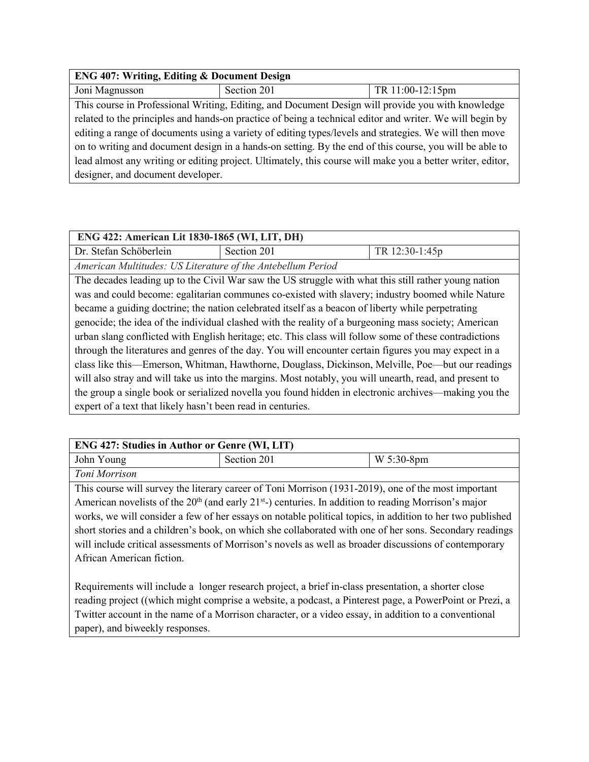| **ENG 407: Writing, Editing & Document Design** | | |
| --- | --- | --- |
| Joni Magnusson | Section 201 | TR 11:00-12:15pm |
| This course in Professional Writing, Editing, and Document Design will provide you with knowledge related to the principles and hands-on practice of being a technical editor and writer. We will begin by editing a range of documents using a variety of editing types/levels and strategies. We will then move on to writing and document design in a hands-on setting. By the end of this course, you will be able to lead almost any writing or editing project. Ultimately, this course will make you a better writer, editor, designer, and document developer. | | |

| **ENG 422: American Lit 1830-1865 (WI, LIT, DH)** | | |
| --- | --- | --- |
| Dr. Stefan Schöberlein | Section 201 | TR 12:30-1:45p |
| *American Multitudes: US Literature of the Antebellum Period* | | |
| The decades leading up to the Civil War saw the US struggle with what this still rather young nation was and could become: egalitarian communes co-existed with slavery; industry boomed while Nature became a guiding doctrine; the nation celebrated itself as a beacon of liberty while perpetrating genocide; the idea of the individual clashed with the reality of a burgeoning mass society; American urban slang conflicted with English heritage; etc. This class will follow some of these contradictions through the literatures and genres of the day. You will encounter certain figures you may expect in a class like this—Emerson, Whitman, Hawthorne, Douglass, Dickinson, Melville, Poe—but our readings will also stray and will take us into the margins. Most notably, you will unearth, read, and present to the group a single book or serialized novella you found hidden in electronic archives—making you the expert of a text that likely hasn't been read in centuries. | | |

| **ENG 427: Studies in Author or Genre (WI, LIT)** | | |
| --- | --- | --- |
| John Young | Section 201 | W 5:30-8pm |
| *Toni Morrison* | | |
| This course will survey the literary career of Toni Morrison (1931-2019), one of the most important American novelists of the 20th (and early 21st-) centuries. In addition to reading Morrison's major works, we will consider a few of her essays on notable political topics, in addition to her two published short stories and a children's book, on which she collaborated with one of her sons. Secondary readings will include critical assessments of Morrison's novels as well as broader discussions of contemporary African American fiction. <br><br> Requirements will include a longer research project, a brief in-class presentation, a shorter close reading project ((which might comprise a website, a podcast, a Pinterest page, a PowerPoint or Prezi, a Twitter account in the name of a Morrison character, or a video essay, in addition to a conventional paper), and biweekly responses. | | |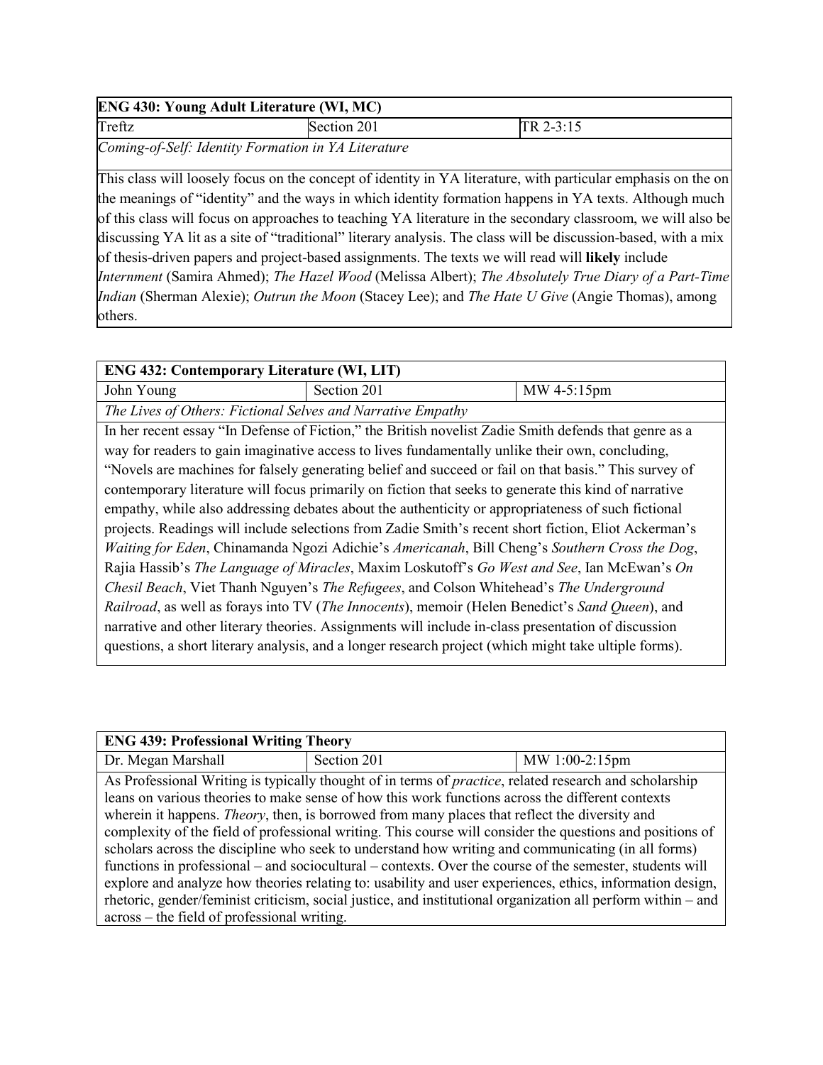| ENG 430: Young Adult Literature (WI, MC) | | |
|---|---|---|
| Treftz | Section 201 | TR 2-3:15 |
| *Coming-of-Self: Identity Formation in YA Literature* | | |
| This class will loosely focus on the concept of identity in YA literature, with particular emphasis on the on the meanings of "identity" and the ways in which identity formation happens in YA texts. Although much of this class will focus on approaches to teaching YA literature in the secondary classroom, we will also be discussing YA lit as a site of "traditional" literary analysis. The class will be discussion-based, with a mix of thesis-driven papers and project-based assignments. The texts we will read will **likely** include *Internment* (Samira Ahmed); *The Hazel Wood* (Melissa Albert); *The Absolutely True Diary of a Part-Time Indian* (Sherman Alexie); *Outrun the Moon* (Stacey Lee); and *The Hate U Give* (Angie Thomas), among others. | | |

| ENG 432: Contemporary Literature (WI, LIT) | | |
|---|---|---|
| John Young | Section 201 | MW 4-5:15pm |
| *The Lives of Others: Fictional Selves and Narrative Empathy* | | |
| In her recent essay "In Defense of Fiction," the British novelist Zadie Smith defends that genre as a way for readers to gain imaginative access to lives fundamentally unlike their own, concluding, "Novels are machines for falsely generating belief and succeed or fail on that basis." This survey of contemporary literature will focus primarily on fiction that seeks to generate this kind of narrative empathy, while also addressing debates about the authenticity or appropriateness of such fictional projects. Readings will include selections from Zadie Smith's recent short fiction, Eliot Ackerman's *Waiting for Eden*, Chinamanda Ngozi Adichie's *Americanah*, Bill Cheng's *Southern Cross the Dog*, Rajia Hassib's *The Language of Miracles*, Maxim Loskutoff's *Go West and See*, Ian McEwan's *On Chesil Beach*, Viet Thanh Nguyen's *The Refugees*, and Colson Whitehead's *The Underground Railroad*, as well as forays into TV (*The Innocents*), memoir (Helen Benedict's *Sand Queen*), and narrative and other literary theories. Assignments will include in-class presentation of discussion questions, a short literary analysis, and a longer research project (which might take ultiple forms). | | |

| ENG 439: Professional Writing Theory | | |
|---|---|---|
| Dr. Megan Marshall | Section 201 | MW 1:00-2:15pm |
| As Professional Writing is typically thought of in terms of *practice*, related research and scholarship leans on various theories to make sense of how this work functions across the different contexts wherein it happens. *Theory*, then, is borrowed from many places that reflect the diversity and complexity of the field of professional writing. This course will consider the questions and positions of scholars across the discipline who seek to understand how writing and communicating (in all forms) functions in professional – and sociocultural – contexts. Over the course of the semester, students will explore and analyze how theories relating to: usability and user experiences, ethics, information design, rhetoric, gender/feminist criticism, social justice, and institutional organization all perform within – and across – the field of professional writing. | | |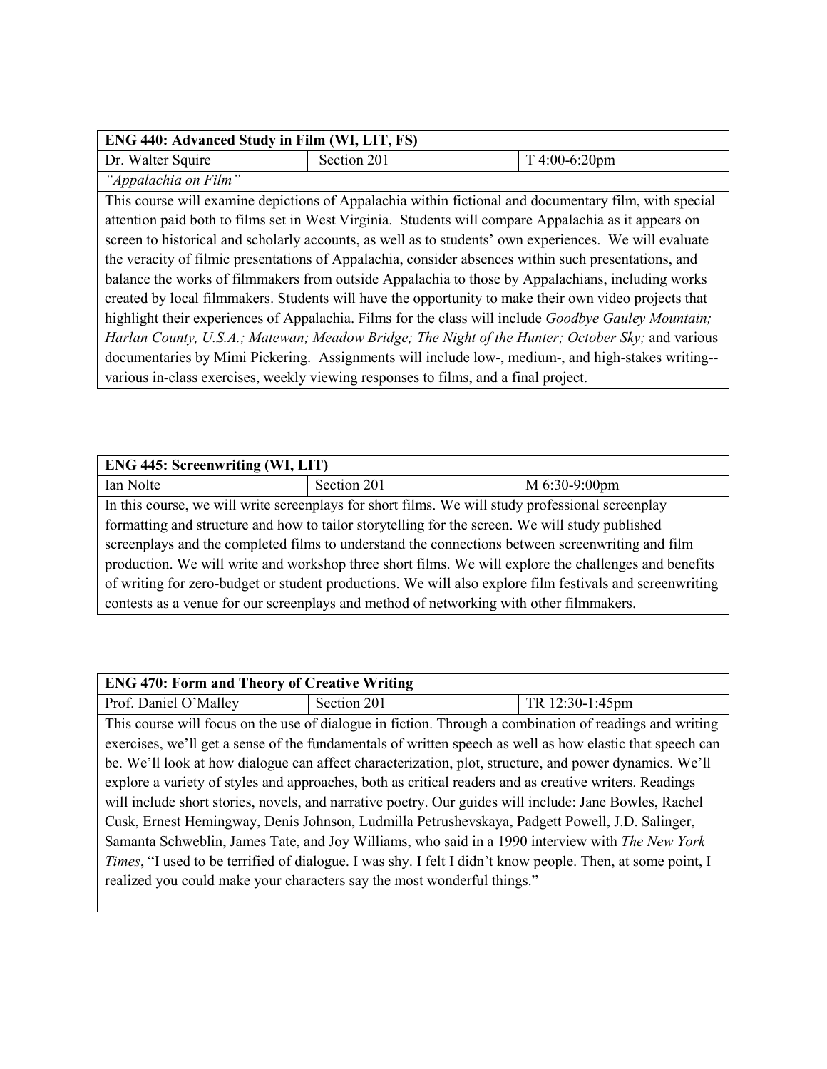| ENG 440: Advanced Study in Film (WI, LIT, FS) | | |
|---|---|---|
| Dr. Walter Squire | Section 201 | T 4:00-6:20pm |
| *"Appalachia on Film"* | | |
| This course will examine depictions of Appalachia within fictional and documentary film, with special attention paid both to films set in West Virginia. Students will compare Appalachia as it appears on screen to historical and scholarly accounts, as well as to students' own experiences. We will evaluate the veracity of filmic presentations of Appalachia, consider absences within such presentations, and balance the works of filmmakers from outside Appalachia to those by Appalachians, including works created by local filmmakers. Students will have the opportunity to make their own video projects that highlight their experiences of Appalachia. Films for the class will include *Goodbye Gauley Mountain; Harlan County, U.S.A.; Matewan; Meadow Bridge; The Night of the Hunter; October Sky;* and various documentaries by Mimi Pickering. Assignments will include low-, medium-, and high-stakes writing--various in-class exercises, weekly viewing responses to films, and a final project. | | |

| ENG 445: Screenwriting (WI, LIT) | | |
|---|---|---|
| Ian Nolte | Section 201 | M 6:30-9:00pm |
| In this course, we will write screenplays for short films. We will study professional screenplay formatting and structure and how to tailor storytelling for the screen. We will study published screenplays and the completed films to understand the connections between screenwriting and film production. We will write and workshop three short films. We will explore the challenges and benefits of writing for zero-budget or student productions. We will also explore film festivals and screenwriting contests as a venue for our screenplays and method of networking with other filmmakers. | | |

| ENG 470: Form and Theory of Creative Writing | | |
|---|---|---|
| Prof. Daniel O'Malley | Section 201 | TR 12:30-1:45pm |
| This course will focus on the use of dialogue in fiction. Through a combination of readings and writing exercises, we'll get a sense of the fundamentals of written speech as well as how elastic that speech can be. We'll look at how dialogue can affect characterization, plot, structure, and power dynamics. We'll explore a variety of styles and approaches, both as critical readers and as creative writers. Readings will include short stories, novels, and narrative poetry. Our guides will include: Jane Bowles, Rachel Cusk, Ernest Hemingway, Denis Johnson, Ludmilla Petrushevskaya, Padgett Powell, J.D. Salinger, Samanta Schweblin, James Tate, and Joy Williams, who said in a 1990 interview with *The New York Times*, "I used to be terrified of dialogue. I was shy. I felt I didn't know people. Then, at some point, I realized you could make your characters say the most wonderful things." | | |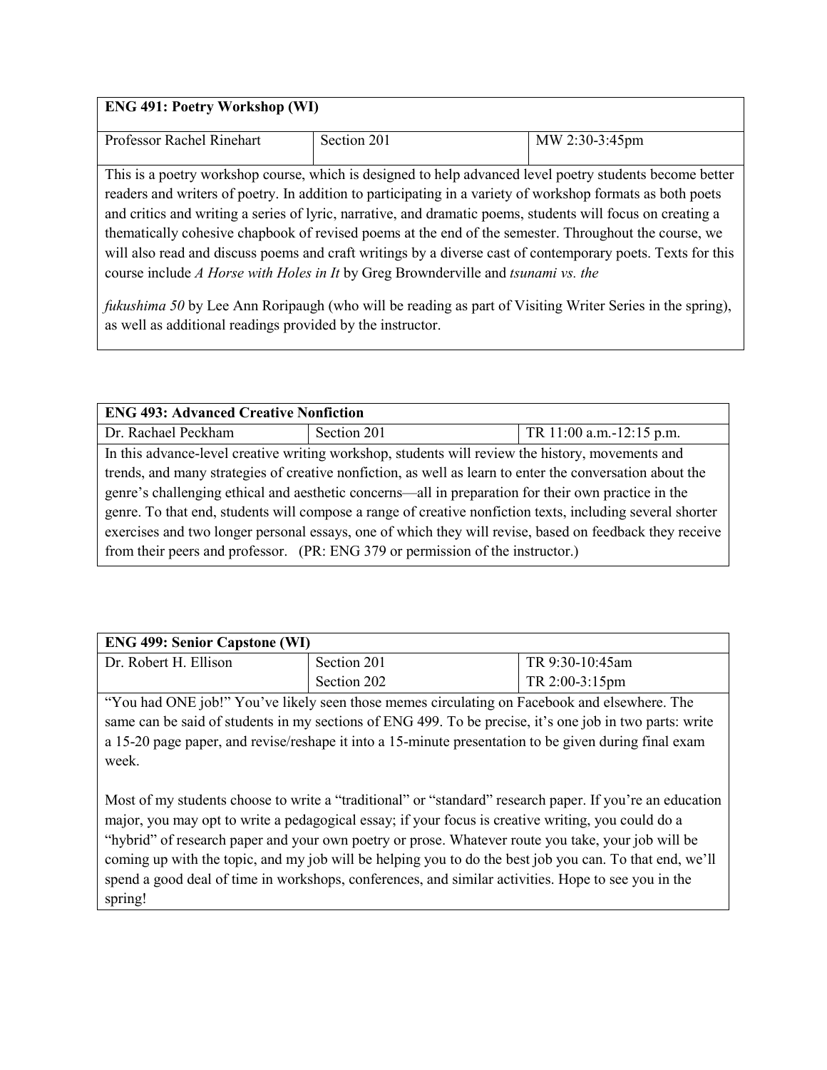| **ENG 491: Poetry Workshop (WI)** | | |
|---|---|---|
| Professor Rachel Rinehart | Section 201 | MW 2:30-3:45pm |

This is a poetry workshop course, which is designed to help advanced level poetry students become better readers and writers of poetry. In addition to participating in a variety of workshop formats as both poets and critics and writing a series of lyric, narrative, and dramatic poems, students will focus on creating a thematically cohesive chapbook of revised poems at the end of the semester. Throughout the course, we will also read and discuss poems and craft writings by a diverse cast of contemporary poets. Texts for this course include *A Horse with Holes in It* by Greg Brownderville and *tsunami vs. the fukushima 50* by Lee Ann Roripaugh (who will be reading as part of Visiting Writer Series in the spring), as well as additional readings provided by the instructor.

| **ENG 493: Advanced Creative Nonfiction** | | |
|---|---|---|
| Dr. Rachael Peckham | Section 201 | TR 11:00 a.m.-12:15 p.m. |

In this advance-level creative writing workshop, students will review the history, movements and trends, and many strategies of creative nonfiction, as well as learn to enter the conversation about the genre's challenging ethical and aesthetic concerns—all in preparation for their own practice in the genre. To that end, students will compose a range of creative nonfiction texts, including several shorter exercises and two longer personal essays, one of which they will revise, based on feedback they receive from their peers and professor. (PR: ENG 379 or permission of the instructor.)

| **ENG 499: Senior Capstone (WI)** | | |
|---|---|---|
| Dr. Robert H. Ellison | Section 201 | TR 9:30-10:45am |
| | Section 202 | TR 2:00-3:15pm |

"You had ONE job!" You've likely seen those memes circulating on Facebook and elsewhere. The same can be said of students in my sections of ENG 499. To be precise, it's one job in two parts: write a 15-20 page paper, and revise/reshape it into a 15-minute presentation to be given during final exam week.

Most of my students choose to write a "traditional" or "standard" research paper. If you're an education major, you may opt to write a pedagogical essay; if your focus is creative writing, you could do a "hybrid" of research paper and your own poetry or prose. Whatever route you take, your job will be coming up with the topic, and my job will be helping you to do the best job you can. To that end, we'll spend a good deal of time in workshops, conferences, and similar activities. Hope to see you in the spring!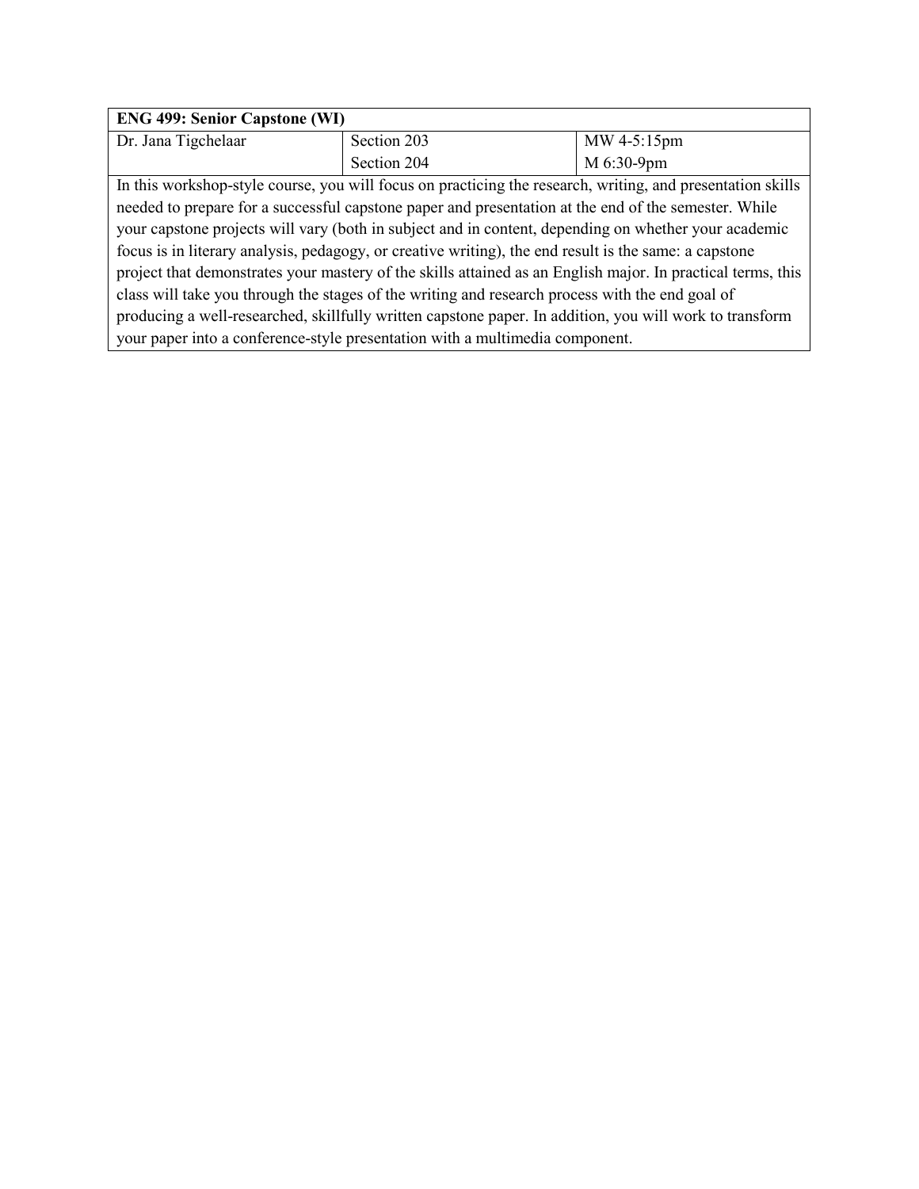| ENG 499: Senior Capstone (WI) | | |
|---|---|---|
| Dr. Jana Tigchelaar | Section 203 | MW 4-5:15pm |
| | Section 204 | M 6:30-9pm |
| In this workshop-style course, you will focus on practicing the research, writing, and presentation skills needed to prepare for a successful capstone paper and presentation at the end of the semester. While your capstone projects will vary (both in subject and in content, depending on whether your academic focus is in literary analysis, pedagogy, or creative writing), the end result is the same: a capstone project that demonstrates your mastery of the skills attained as an English major. In practical terms, this class will take you through the stages of the writing and research process with the end goal of producing a well-researched, skillfully written capstone paper. In addition, you will work to transform your paper into a conference-style presentation with a multimedia component. | | |